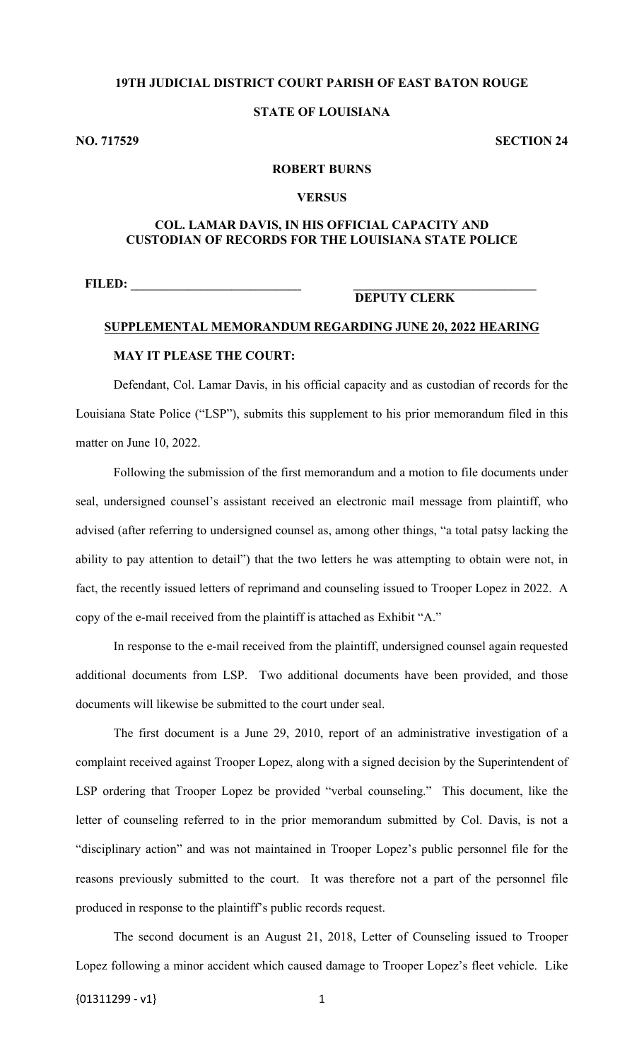**19TH JUDICIAL DISTRICT COURT PARISH OF EAST BATON ROUGE**

**STATE OF LOUISIANA**

**NO. 717529** **SECTION 24**

**ROBERT BURNS**

**VERSUS**

**COL. LAMAR DAVIS, IN HIS OFFICIAL CAPACITY AND CUSTODIAN OF RECORDS FOR THE LOUISIANA STATE POLICE**

**FILED: ___________________________** **___________________________**
**DEPUTY CLERK**

## SUPPLEMENTAL MEMORANDUM REGARDING JUNE 20, 2022 HEARING

**MAY IT PLEASE THE COURT:**

Defendant, Col. Lamar Davis, in his official capacity and as custodian of records for the Louisiana State Police ("LSP"), submits this supplement to his prior memorandum filed in this matter on June 10, 2022.

Following the submission of the first memorandum and a motion to file documents under seal, undersigned counsel's assistant received an electronic mail message from plaintiff, who advised (after referring to undersigned counsel as, among other things, "a total patsy lacking the ability to pay attention to detail") that the two letters he was attempting to obtain were not, in fact, the recently issued letters of reprimand and counseling issued to Trooper Lopez in 2022. A copy of the e-mail received from the plaintiff is attached as Exhibit "A."

In response to the e-mail received from the plaintiff, undersigned counsel again requested additional documents from LSP. Two additional documents have been provided, and those documents will likewise be submitted to the court under seal.

The first document is a June 29, 2010, report of an administrative investigation of a complaint received against Trooper Lopez, along with a signed decision by the Superintendent of LSP ordering that Trooper Lopez be provided "verbal counseling." This document, like the letter of counseling referred to in the prior memorandum submitted by Col. Davis, is not a "disciplinary action" and was not maintained in Trooper Lopez's public personnel file for the reasons previously submitted to the court. It was therefore not a part of the personnel file produced in response to the plaintiff's public records request.

The second document is an August 21, 2018, Letter of Counseling issued to Trooper Lopez following a minor accident which caused damage to Trooper Lopez's fleet vehicle. Like

{01311299 - v1}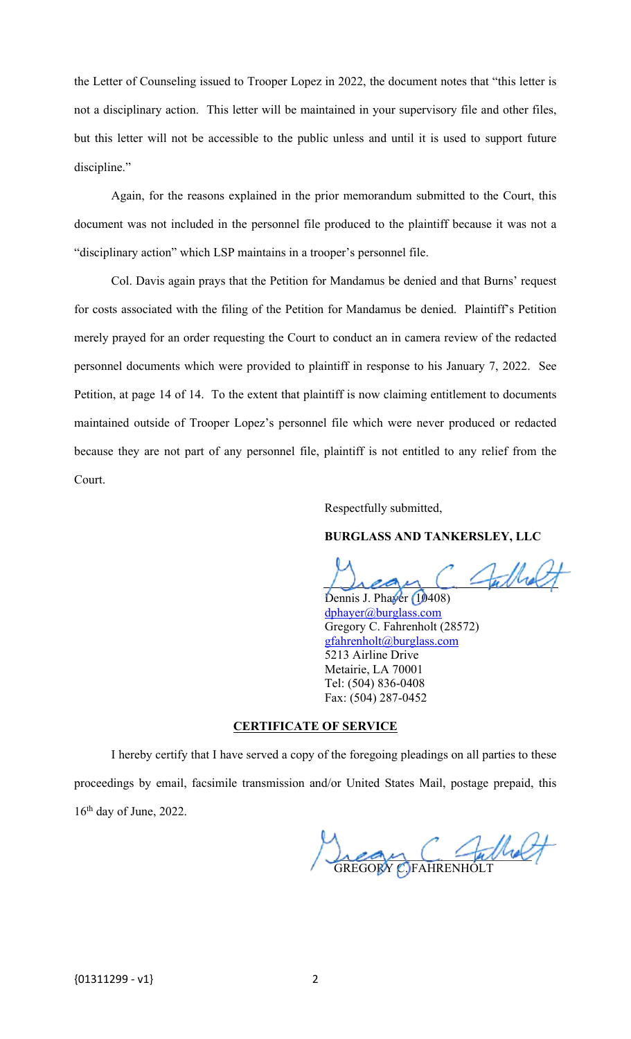the Letter of Counseling issued to Trooper Lopez in 2022, the document notes that "this letter is not a disciplinary action. This letter will be maintained in your supervisory file and other files, but this letter will not be accessible to the public unless and until it is used to support future discipline."

Again, for the reasons explained in the prior memorandum submitted to the Court, this document was not included in the personnel file produced to the plaintiff because it was not a "disciplinary action" which LSP maintains in a trooper's personnel file.

Col. Davis again prays that the Petition for Mandamus be denied and that Burns' request for costs associated with the filing of the Petition for Mandamus be denied. Plaintiff's Petition merely prayed for an order requesting the Court to conduct an in camera review of the redacted personnel documents which were provided to plaintiff in response to his January 7, 2022. See Petition, at page 14 of 14. To the extent that plaintiff is now claiming entitlement to documents maintained outside of Trooper Lopez's personnel file which were never produced or redacted because they are not part of any personnel file, plaintiff is not entitled to any relief from the Court.

Respectfully submitted,

**BURGLASS AND TANKERSLEY, LLC**

Dennis J. Phayer (10408)
dphayer@burglass.com
Gregory C. Fahrenholt (28572)
gfahrenholt@burglass.com
5213 Airline Drive
Metairie, LA 70001
Tel: (504) 836-0408
Fax: (504) 287-0452

**CERTIFICATE OF SERVICE**

I hereby certify that I have served a copy of the foregoing pleadings on all parties to these proceedings by email, facsimile transmission and/or United States Mail, postage prepaid, this 16th day of June, 2022.

GREGORY C. FAHRENHOLT

{01311299 - v1}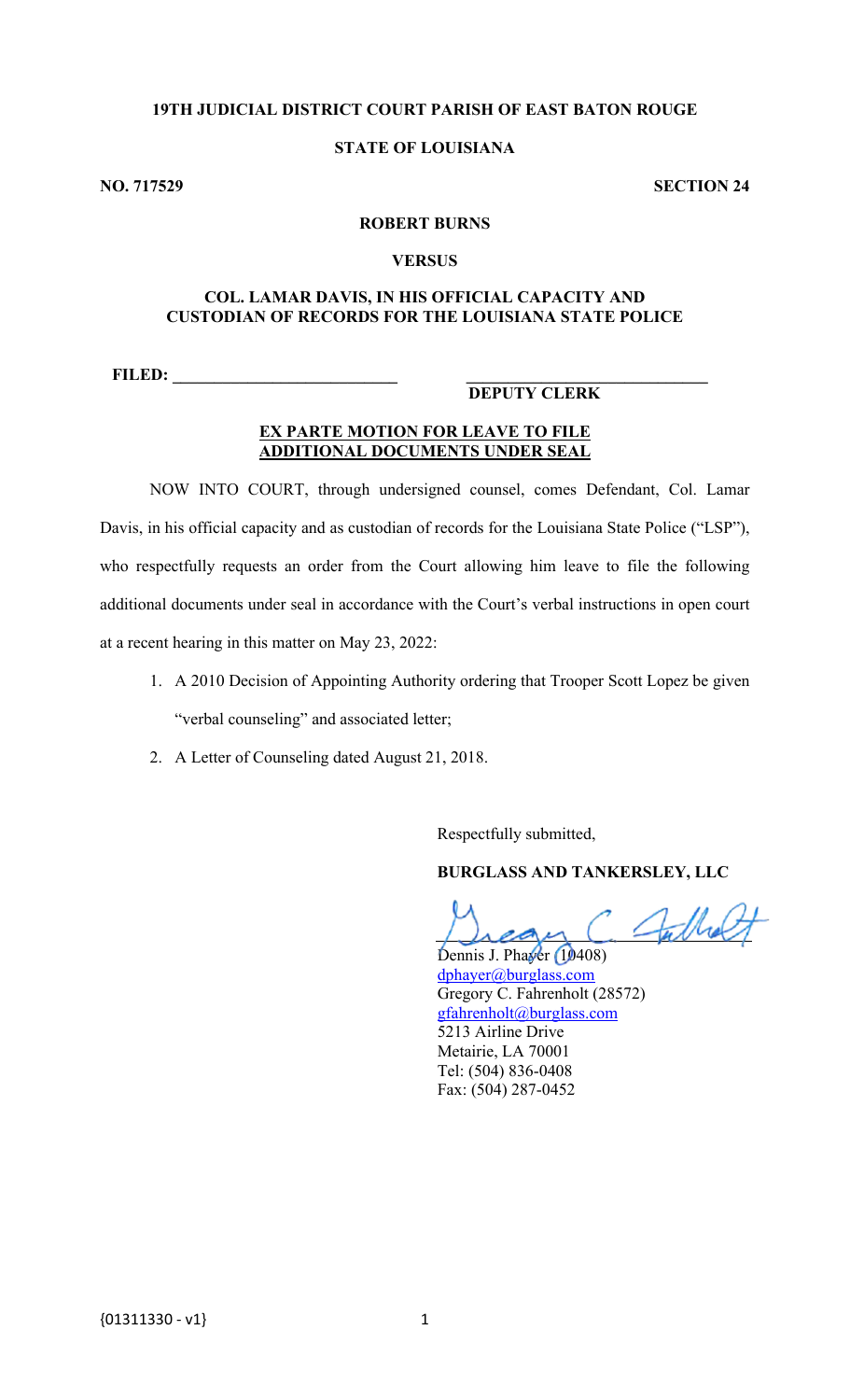**19TH JUDICIAL DISTRICT COURT PARISH OF EAST BATON ROUGE**

**STATE OF LOUISIANA**

**NO. 717529** **SECTION 24**

**ROBERT BURNS**

**VERSUS**

**COL. LAMAR DAVIS, IN HIS OFFICIAL CAPACITY AND CUSTODIAN OF RECORDS FOR THE LOUISIANA STATE POLICE**

**FILED: ___________________________** **___________________________**
**DEPUTY CLERK**

**EX PARTE MOTION FOR LEAVE TO FILE ADDITIONAL DOCUMENTS UNDER SEAL**

NOW INTO COURT, through undersigned counsel, comes Defendant, Col. Lamar Davis, in his official capacity and as custodian of records for the Louisiana State Police ("LSP"), who respectfully requests an order from the Court allowing him leave to file the following additional documents under seal in accordance with the Court's verbal instructions in open court at a recent hearing in this matter on May 23, 2022:

1. A 2010 Decision of Appointing Authority ordering that Trooper Scott Lopez be given "verbal counseling" and associated letter;
2. A Letter of Counseling dated August 21, 2018.

Respectfully submitted,

**BURGLASS AND TANKERSLEY, LLC**

Dennis J. Phayer (10408)
dphayer@burglass.com
Gregory C. Fahrenholt (28572)
gfahrenholt@burglass.com
5213 Airline Drive
Metairie, LA 70001
Tel: (504) 836-0408
Fax: (504) 287-0452

{01311330 - v1}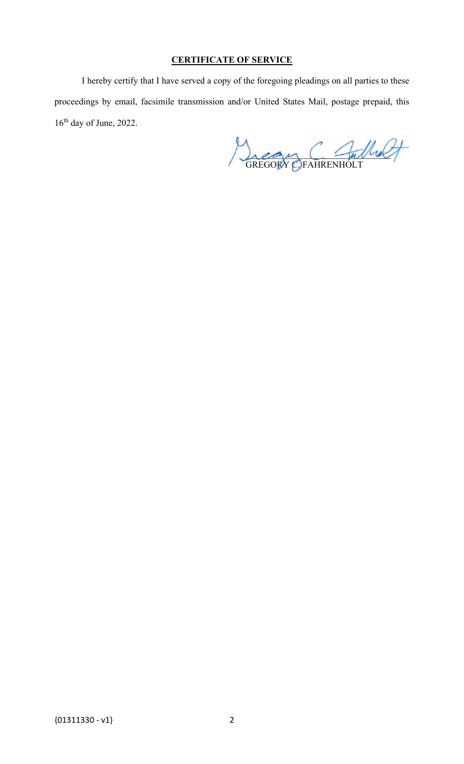**CERTIFICATE OF SERVICE**

I hereby certify that I have served a copy of the foregoing pleadings on all parties to these proceedings by email, facsimile transmission and/or United States Mail, postage prepaid, this 16th day of June, 2022.

GREGORY C. FAHRENHOLT

{01311330 - v1}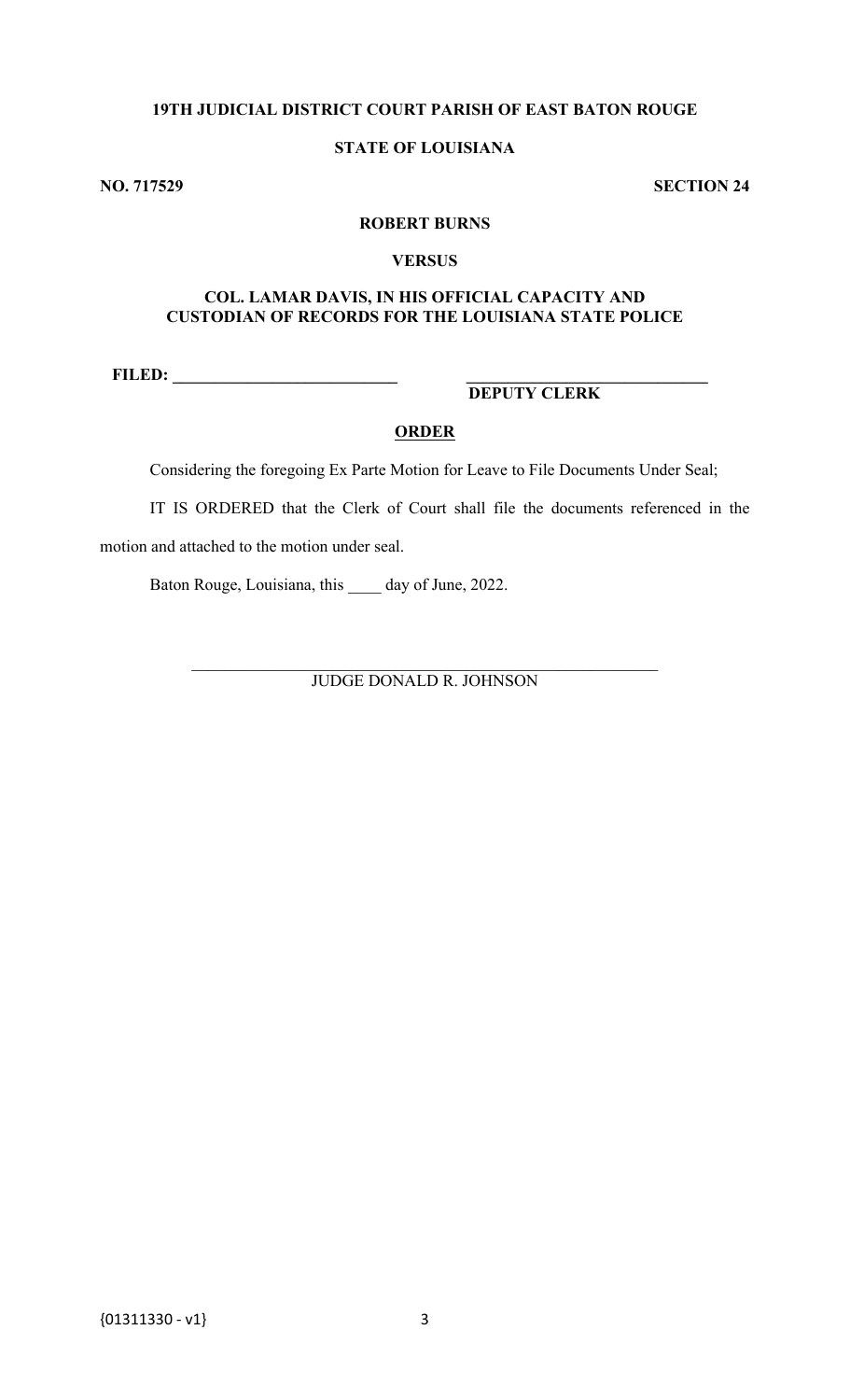**19TH JUDICIAL DISTRICT COURT PARISH OF EAST BATON ROUGE**

**STATE OF LOUISIANA**

**NO. 717529** **SECTION 24**

**ROBERT BURNS**

**VERSUS**

**COL. LAMAR DAVIS, IN HIS OFFICIAL CAPACITY AND CUSTODIAN OF RECORDS FOR THE LOUISIANA STATE POLICE**

**FILED: ___________________________** **_____________________________**
**DEPUTY CLERK**

## ORDER

Considering the foregoing Ex Parte Motion for Leave to File Documents Under Seal;

IT IS ORDERED that the Clerk of Court shall file the documents referenced in the motion and attached to the motion under seal.

Baton Rouge, Louisiana, this ____ day of June, 2022.

_______________________________________________________
JUDGE DONALD R. JOHNSON

{01311330 - v1}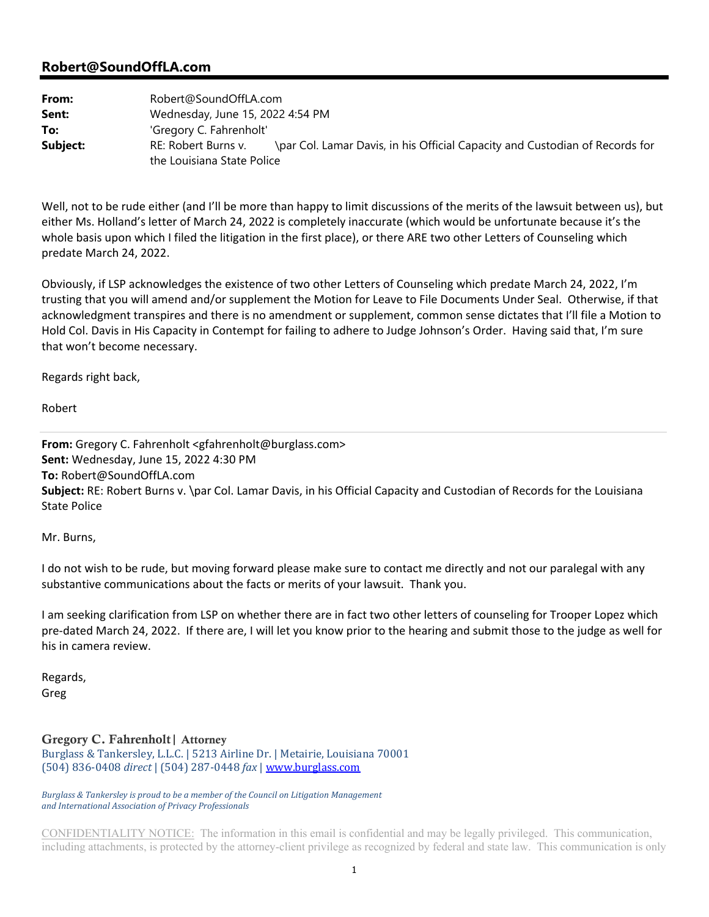## Robert@SoundOffLA.com

**From:** Robert@SoundOffLA.com
**Sent:** Wednesday, June 15, 2022 4:54 PM
**To:** 'Gregory C. Fahrenholt'
**Subject:** RE: Robert Burns v. \par Col. Lamar Davis, in his Official Capacity and Custodian of Records for the Louisiana State Police

Well, not to be rude either (and I'll be more than happy to limit discussions of the merits of the lawsuit between us), but either Ms. Holland's letter of March 24, 2022 is completely inaccurate (which would be unfortunate because it's the whole basis upon which I filed the litigation in the first place), or there ARE two other Letters of Counseling which predate March 24, 2022.

Obviously, if LSP acknowledges the existence of two other Letters of Counseling which predate March 24, 2022, I'm trusting that you will amend and/or supplement the Motion for Leave to File Documents Under Seal. Otherwise, if that acknowledgment transpires and there is no amendment or supplement, common sense dictates that I'll file a Motion to Hold Col. Davis in His Capacity in Contempt for failing to adhere to Judge Johnson's Order. Having said that, I'm sure that won't become necessary.

Regards right back,

Robert

---

**From:** Gregory C. Fahrenholt <gfahrenholt@burglass.com>
**Sent:** Wednesday, June 15, 2022 4:30 PM
**To:** Robert@SoundOffLA.com
**Subject:** RE: Robert Burns v. \par Col. Lamar Davis, in his Official Capacity and Custodian of Records for the Louisiana State Police

Mr. Burns,

I do not wish to be rude, but moving forward please make sure to contact me directly and not our paralegal with any substantive communications about the facts or merits of your lawsuit. Thank you.

I am seeking clarification from LSP on whether there are in fact two other letters of counseling for Trooper Lopez which pre-dated March 24, 2022. If there are, I will let you know prior to the hearing and submit those to the judge as well for his in camera review.

Regards,
Greg

**Gregory C. Fahrenholt | Attorney**
Burglass & Tankersley, L.L.C. | 5213 Airline Dr. | Metairie, Louisiana 70001
(504) 836-0408 *direct* | (504) 287-0448 *fax* | www.burglass.com

*Burglass & Tankersley is proud to be a member of the Council on Litigation Management and International Association of Privacy Professionals*

CONFIDENTIALITY NOTICE: The information in this email is confidential and may be legally privileged. This communication, including attachments, is protected by the attorney-client privilege as recognized by federal and state law. This communication is only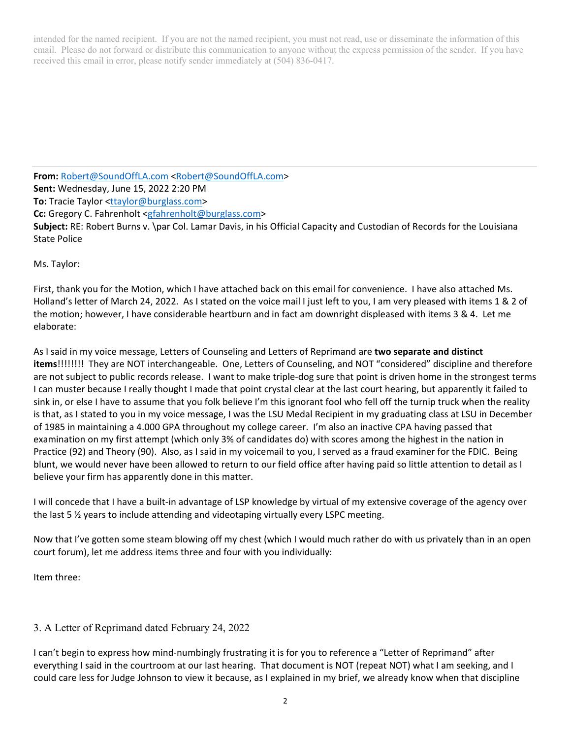intended for the named recipient. If you are not the named recipient, you must not read, use or disseminate the information of this email. Please do not forward or distribute this communication to anyone without the express permission of the sender. If you have received this email in error, please notify sender immediately at (504) 836-0417.

---

**From:** Robert@SoundOffLA.com <Robert@SoundOffLA.com>
**Sent:** Wednesday, June 15, 2022 2:20 PM
**To:** Tracie Taylor <ttaylor@burglass.com>
**Cc:** Gregory C. Fahrenholt <gfahrenholt@burglass.com>
**Subject:** RE: Robert Burns v. \par Col. Lamar Davis, in his Official Capacity and Custodian of Records for the Louisiana State Police

Ms. Taylor:

First, thank you for the Motion, which I have attached back on this email for convenience. I have also attached Ms. Holland's letter of March 24, 2022. As I stated on the voice mail I just left to you, I am very pleased with items 1 & 2 of the motion; however, I have considerable heartburn and in fact am downright displeased with items 3 & 4. Let me elaborate:

As I said in my voice message, Letters of Counseling and Letters of Reprimand are **two separate and distinct items**!!!!!!!! They are NOT interchangeable. One, Letters of Counseling, and NOT "considered" discipline and therefore are not subject to public records release. I want to make triple-dog sure that point is driven home in the strongest terms I can muster because I really thought I made that point crystal clear at the last court hearing, but apparently it failed to sink in, or else I have to assume that you folk believe I'm this ignorant fool who fell off the turnip truck when the reality is that, as I stated to you in my voice message, I was the LSU Medal Recipient in my graduating class at LSU in December of 1985 in maintaining a 4.000 GPA throughout my college career. I'm also an inactive CPA having passed that examination on my first attempt (which only 3% of candidates do) with scores among the highest in the nation in Practice (92) and Theory (90). Also, as I said in my voicemail to you, I served as a fraud examiner for the FDIC. Being blunt, we would never have been allowed to return to our field office after having paid so little attention to detail as I believe your firm has apparently done in this matter.

I will concede that I have a built-in advantage of LSP knowledge by virtual of my extensive coverage of the agency over the last 5 ½ years to include attending and videotaping virtually every LSPC meeting.

Now that I've gotten some steam blowing off my chest (which I would much rather do with us privately than in an open court forum), let me address items three and four with you individually:

Item three:

3. A Letter of Reprimand dated February 24, 2022

I can't begin to express how mind-numbingly frustrating it is for you to reference a "Letter of Reprimand" after everything I said in the courtroom at our last hearing. That document is NOT (repeat NOT) what I am seeking, and I could care less for Judge Johnson to view it because, as I explained in my brief, we already know when that discipline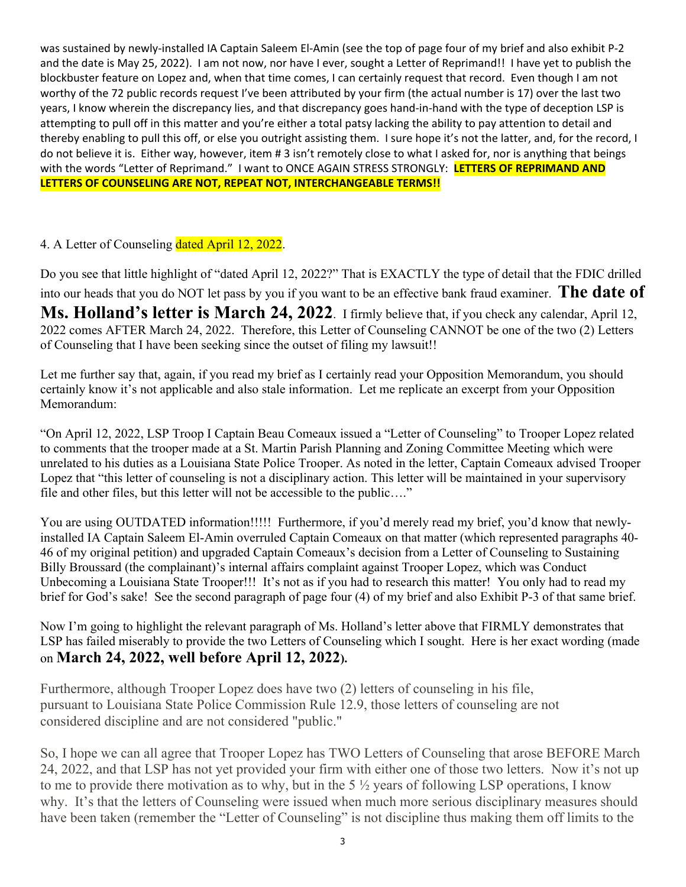was sustained by newly-installed IA Captain Saleem El-Amin (see the top of page four of my brief and also exhibit P-2 and the date is May 25, 2022). I am not now, nor have I ever, sought a Letter of Reprimand!! I have yet to publish the blockbuster feature on Lopez and, when that time comes, I can certainly request that record. Even though I am not worthy of the 72 public records request I've been attributed by your firm (the actual number is 17) over the last two years, I know wherein the discrepancy lies, and that discrepancy goes hand-in-hand with the type of deception LSP is attempting to pull off in this matter and you're either a total patsy lacking the ability to pay attention to detail and thereby enabling to pull this off, or else you outright assisting them. I sure hope it's not the latter, and, for the record, I do not believe it is. Either way, however, item # 3 isn't remotely close to what I asked for, nor is anything that beings with the words "Letter of Reprimand." I want to ONCE AGAIN STRESS STRONGLY: **LETTERS OF REPRIMAND AND LETTERS OF COUNSELING ARE NOT, REPEAT NOT, INTERCHANGEABLE TERMS!!**

4. A Letter of Counseling dated April 12, 2022.

Do you see that little highlight of "dated April 12, 2022?" That is EXACTLY the type of detail that the FDIC drilled into our heads that you do NOT let pass by you if you want to be an effective bank fraud examiner. **The date of Ms. Holland's letter is March 24, 2022**. I firmly believe that, if you check any calendar, April 12, 2022 comes AFTER March 24, 2022. Therefore, this Letter of Counseling CANNOT be one of the two (2) Letters of Counseling that I have been seeking since the outset of filing my lawsuit!!

Let me further say that, again, if you read my brief as I certainly read your Opposition Memorandum, you should certainly know it's not applicable and also stale information. Let me replicate an excerpt from your Opposition Memorandum:

"On April 12, 2022, LSP Troop I Captain Beau Comeaux issued a "Letter of Counseling" to Trooper Lopez related to comments that the trooper made at a St. Martin Parish Planning and Zoning Committee Meeting which were unrelated to his duties as a Louisiana State Police Trooper. As noted in the letter, Captain Comeaux advised Trooper Lopez that "this letter of counseling is not a disciplinary action. This letter will be maintained in your supervisory file and other files, but this letter will not be accessible to the public…."

You are using OUTDATED information!!!!! Furthermore, if you'd merely read my brief, you'd know that newly-installed IA Captain Saleem El-Amin overruled Captain Comeaux on that matter (which represented paragraphs 40-46 of my original petition) and upgraded Captain Comeaux's decision from a Letter of Counseling to Sustaining Billy Broussard (the complainant)'s internal affairs complaint against Trooper Lopez, which was Conduct Unbecoming a Louisiana State Trooper!!! It's not as if you had to research this matter! You only had to read my brief for God's sake! See the second paragraph of page four (4) of my brief and also Exhibit P-3 of that same brief.

Now I'm going to highlight the relevant paragraph of Ms. Holland's letter above that FIRMLY demonstrates that LSP has failed miserably to provide the two Letters of Counseling which I sought. Here is her exact wording (made on **March 24, 2022, well before April 12, 2022).**

Furthermore, although Trooper Lopez does have two (2) letters of counseling in his file, pursuant to Louisiana State Police Commission Rule 12.9, those letters of counseling are not considered discipline and are not considered "public."

So, I hope we can all agree that Trooper Lopez has TWO Letters of Counseling that arose BEFORE March 24, 2022, and that LSP has not yet provided your firm with either one of those two letters. Now it's not up to me to provide there motivation as to why, but in the 5 ½ years of following LSP operations, I know why. It's that the letters of Counseling were issued when much more serious disciplinary measures should have been taken (remember the "Letter of Counseling" is not discipline thus making them off limits to the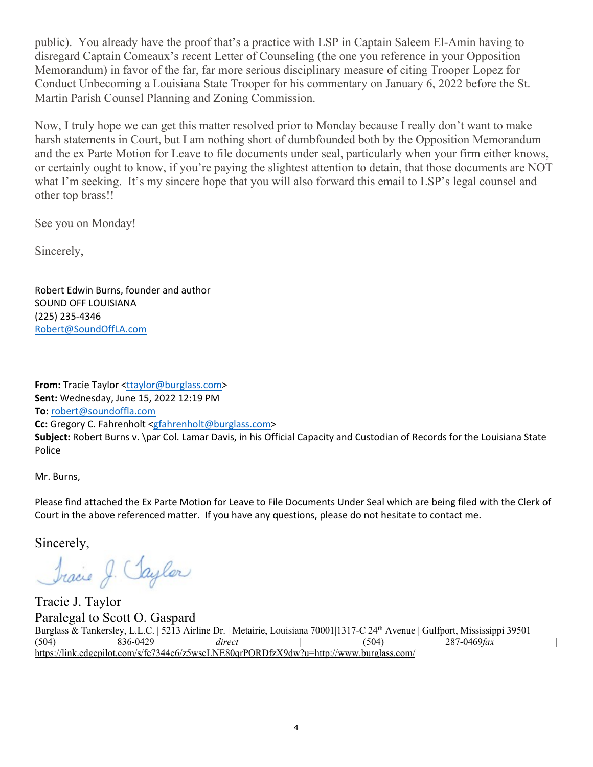public). You already have the proof that's a practice with LSP in Captain Saleem El-Amin having to disregard Captain Comeaux's recent Letter of Counseling (the one you reference in your Opposition Memorandum) in favor of the far, far more serious disciplinary measure of citing Trooper Lopez for Conduct Unbecoming a Louisiana State Trooper for his commentary on January 6, 2022 before the St. Martin Parish Counsel Planning and Zoning Commission.

Now, I truly hope we can get this matter resolved prior to Monday because I really don't want to make harsh statements in Court, but I am nothing short of dumbfounded both by the Opposition Memorandum and the ex Parte Motion for Leave to file documents under seal, particularly when your firm either knows, or certainly ought to know, if you're paying the slightest attention to detain, that those documents are NOT what I'm seeking. It's my sincere hope that you will also forward this email to LSP's legal counsel and other top brass!!

See you on Monday!

Sincerely,

Robert Edwin Burns, founder and author
SOUND OFF LOUISIANA
(225) 235-4346
Robert@SoundOffLA.com

---

**From:** Tracie Taylor <ttaylor@burglass.com>
**Sent:** Wednesday, June 15, 2022 12:19 PM
**To:** robert@soundoffla.com
**Cc:** Gregory C. Fahrenholt <gfahrenholt@burglass.com>
**Subject:** Robert Burns v. \par Col. Lamar Davis, in his Official Capacity and Custodian of Records for the Louisiana State Police

Mr. Burns,

Please find attached the Ex Parte Motion for Leave to File Documents Under Seal which are being filed with the Clerk of Court in the above referenced matter. If you have any questions, please do not hesitate to contact me.

Sincerely,

Tracie J. Taylor

Tracie J. Taylor
Paralegal to Scott O. Gaspard
Burglass & Tankersley, L.L.C. | 5213 Airline Dr. | Metairie, Louisiana 70001|1317-C 24th Avenue | Gulfport, Mississippi 39501
(504) 836-0429 *direct* | (504) 287-0469*fax* |
https://link.edgepilot.com/s/fe7344e6/z5wseLNE80qrPORDfzX9dw?u=http://www.burglass.com/